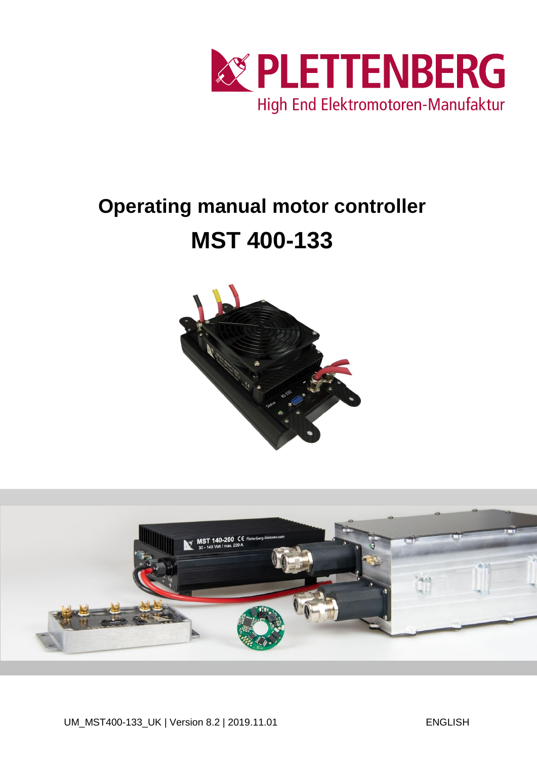PLETTENBERG
High End Elektromotoren-Manufaktur

# Operating manual motor controller

# MST 400-133

UM_MST400-133_UK | Version 8.2 | 2019.11.01

ENGLISH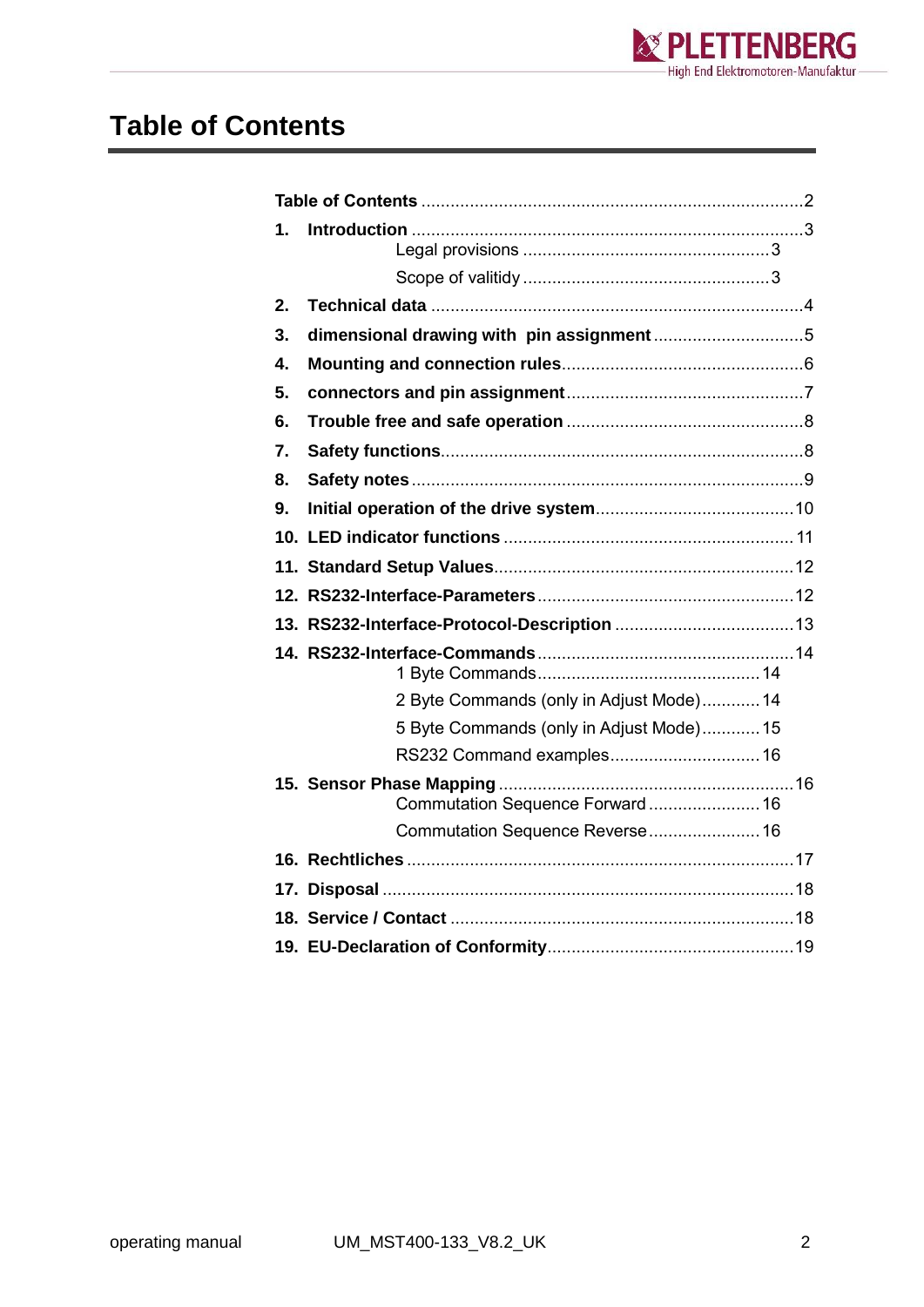# Table of Contents

**Table of Contents** .......................................................................2

**1. Introduction** ..........................................................................3

- Legal provisions ..........................................3
- Scope of valitidy ..........................................3

**2. Technical data** ........................................................................4

**3. dimensional drawing with pin assignment** ................................5

**4. Mounting and connection rules** ..................................................6

**5. connectors and pin assignment** ..................................................7

**6. Trouble free and safe operation** .................................................8

**7. Safety functions** .......................................................................8

**8. Safety notes** ............................................................................9

**9. Initial operation of the drive system** ..........................................10

**10. LED indicator functions** ...........................................................11

**11. Standard Setup Values** ............................................................12

**12. RS232-Interface-Parameters** .....................................................12

**13. RS232-Interface-Protocol-Description** .......................................13

**14. RS232-Interface-Commands** ......................................................14

- 1 Byte Commands ..........................................14
- 2 Byte Commands (only in Adjust Mode) ............14
- 5 Byte Commands (only in Adjust Mode) ............15
- RS232 Command examples ..............................16

**15. Sensor Phase Mapping** ..............................................................16

- Commutation Sequence Forward .......................16
- Commutation Sequence Reverse .......................16

**16. Rechtliches** ..............................................................................17

**17. Disposal** ..................................................................................18

**18. Service / Contact** ......................................................................18

**19. EU-Declaration of Conformity** ...................................................19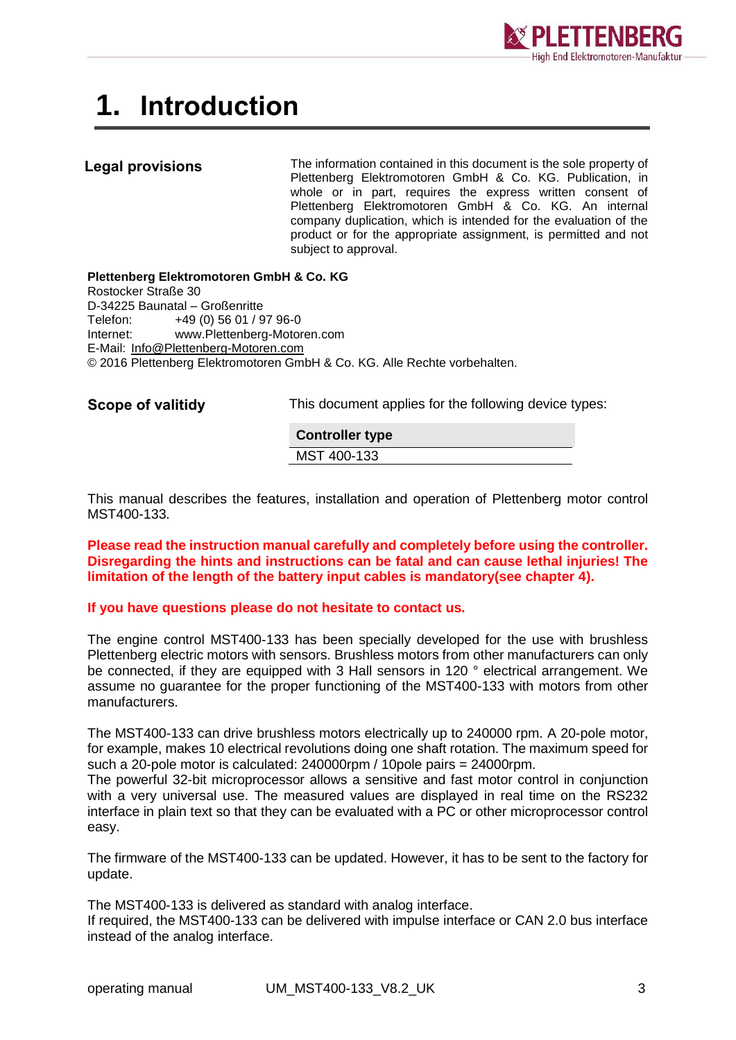# 1. Introduction

**Legal provisions**

The information contained in this document is the sole property of Plettenberg Elektromotoren GmbH & Co. KG. Publication, in whole or in part, requires the express written consent of Plettenberg Elektromotoren GmbH & Co. KG. An internal company duplication, which is intended for the evaluation of the product or for the appropriate assignment, is permitted and not subject to approval.

**Plettenberg Elektromotoren GmbH & Co. KG**
Rostocker Straße 30
D-34225 Baunatal – Großenritte
Telefon: +49 (0) 56 01 / 97 96-0
Internet: www.Plettenberg-Motoren.com
E-Mail: Info@Plettenberg-Motoren.com
© 2016 Plettenberg Elektromotoren GmbH & Co. KG. Alle Rechte vorbehalten.

**Scope of valitidy**

This document applies for the following device types:

| Controller type |
|---|
| MST 400-133 |

This manual describes the features, installation and operation of Plettenberg motor control MST400-133.

**Please read the instruction manual carefully and completely before using the controller. Disregarding the hints and instructions can be fatal and can cause lethal injuries! The limitation of the length of the battery input cables is mandatory(see chapter 4).**

**If you have questions please do not hesitate to contact us.**

The engine control MST400-133 has been specially developed for the use with brushless Plettenberg electric motors with sensors. Brushless motors from other manufacturers can only be connected, if they are equipped with 3 Hall sensors in 120 ° electrical arrangement. We assume no guarantee for the proper functioning of the MST400-133 with motors from other manufacturers.

The MST400-133 can drive brushless motors electrically up to 240000 rpm. A 20-pole motor, for example, makes 10 electrical revolutions doing one shaft rotation. The maximum speed for such a 20-pole motor is calculated: 240000rpm / 10pole pairs = 24000rpm.
The powerful 32-bit microprocessor allows a sensitive and fast motor control in conjunction with a very universal use. The measured values are displayed in real time on the RS232 interface in plain text so that they can be evaluated with a PC or other microprocessor control easy.

The firmware of the MST400-133 can be updated. However, it has to be sent to the factory for update.

The MST400-133 is delivered as standard with analog interface.
If required, the MST400-133 can be delivered with impulse interface or CAN 2.0 bus interface instead of the analog interface.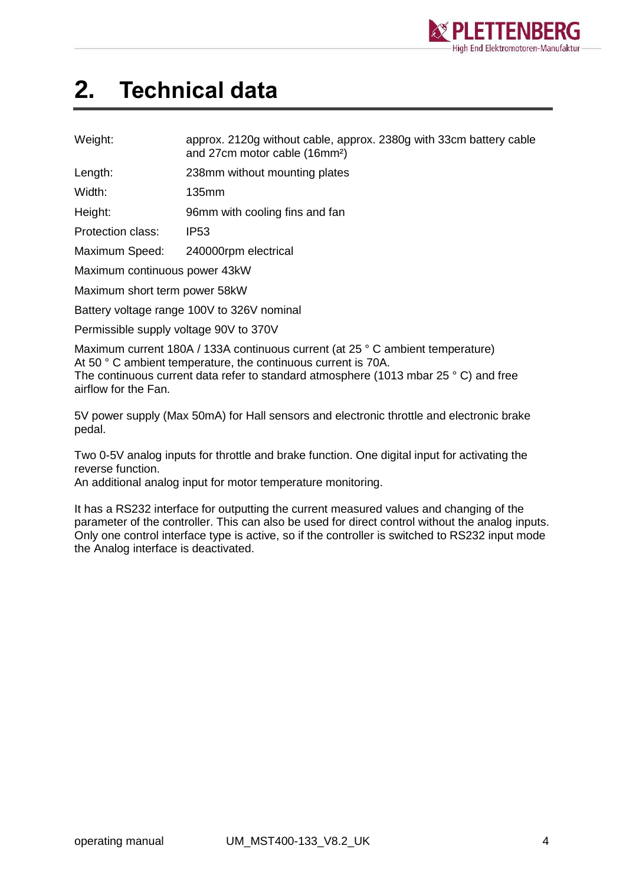# 2. Technical data

| | |
|---|---|
| Weight: | approx. 2120g without cable, approx. 2380g with 33cm battery cable and 27cm motor cable ($16mm^2$) |
| Length: | 238mm without mounting plates |
| Width: | 135mm |
| Height: | 96mm with cooling fins and fan |
| Protection class: | IP53 |
| Maximum Speed: | 240000rpm electrical |

Maximum continuous power 43kW

Maximum short term power 58kW

Battery voltage range 100V to 326V nominal

Permissible supply voltage 90V to 370V

Maximum current 180A / 133A continuous current (at 25 ° C ambient temperature)
At 50 ° C ambient temperature, the continuous current is 70A.
The continuous current data refer to standard atmosphere (1013 mbar 25 ° C) and free airflow for the Fan.

5V power supply (Max 50mA) for Hall sensors and electronic throttle and electronic brake pedal.

Two 0-5V analog inputs for throttle and brake function. One digital input for activating the reverse function.
An additional analog input for motor temperature monitoring.

It has a RS232 interface for outputting the current measured values and changing of the parameter of the controller. This can also be used for direct control without the analog inputs. Only one control interface type is active, so if the controller is switched to RS232 input mode the Analog interface is deactivated.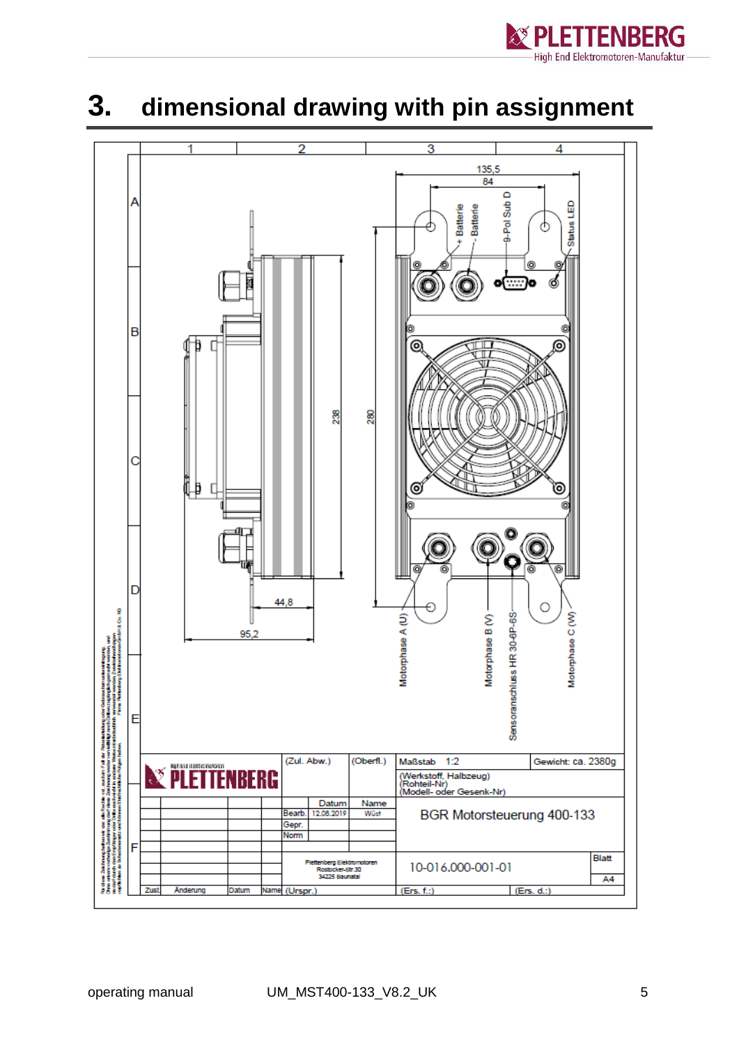# 3. dimensional drawing with pin assignment

135,5
84
+ Batterie
- Batterie
9-Pol Sub D
Status LED
238
280
44,8
95,2
Motorphase A (U)
Motorphase B (V)
Sensoranschluss HR 30-6P-6S
Motorphase C (W)

| | | | |
|---|---|---|---|
| (Zul. Abw.) | (Oberfl.) | Maßstab 1:2 | Gewicht: ca. 2380g |
| | | (Werkstoff, Halbzeug) (Rohteil-Nr) (Modell- oder Gesenk-Nr) | |
| | Datum | Name | BGR Motorsteuerung 400-133 |
| Bearb. | 12.08.2019 | Wüst | |
| Gepr. | | | |
| Norm | | | |
| Plettenberg Elektromotoren Rostocker-Str.30 34225 Baunatal | | 10-016.000-001-01 | Blatt A4 |
| (Urspr.) | | (Ers. f.:) | (Ers. d.:) |

Zust. | Änderung | Datum | Name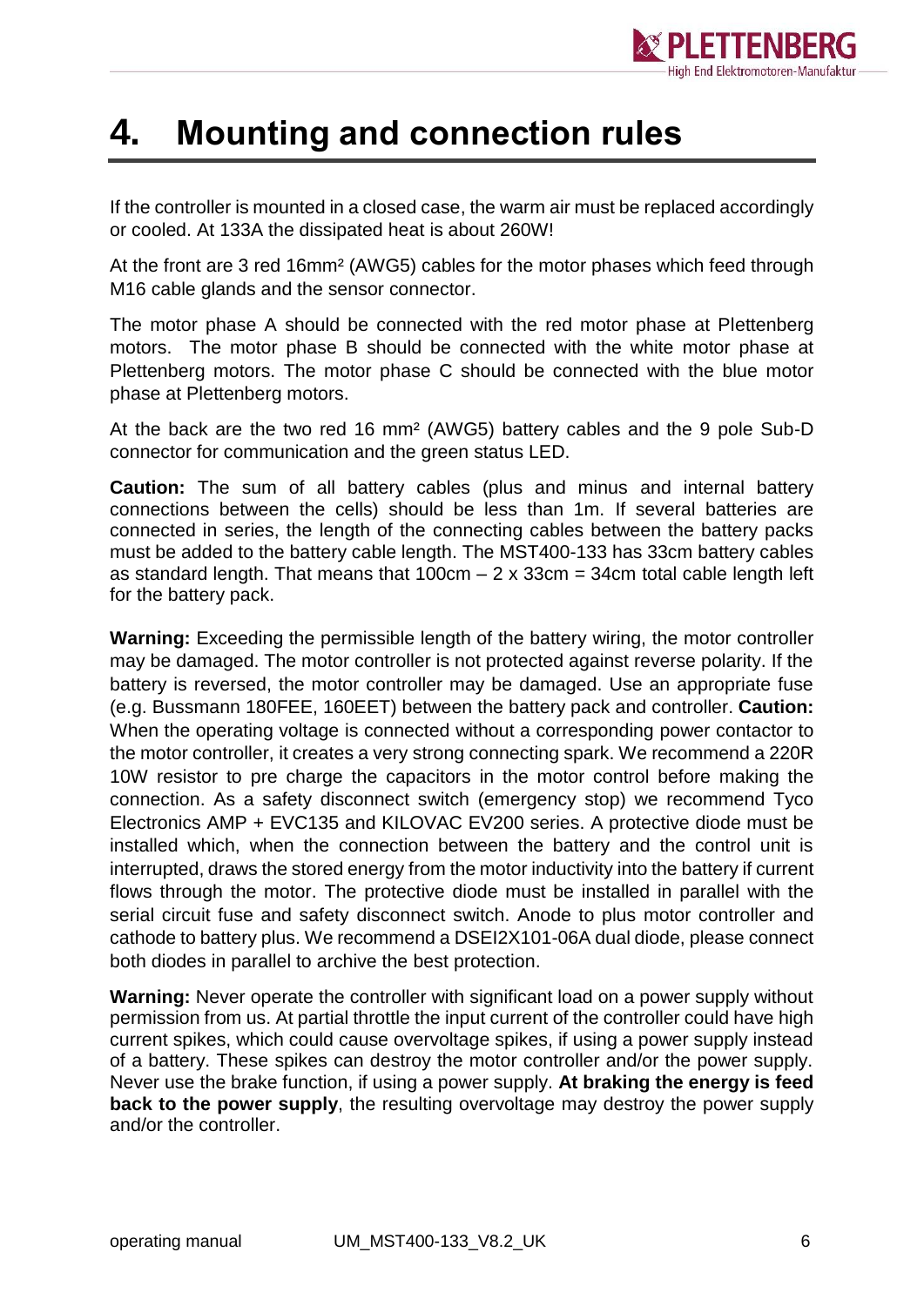# 4. Mounting and connection rules

If the controller is mounted in a closed case, the warm air must be replaced accordingly or cooled. At 133A the dissipated heat is about 260W!

At the front are 3 red 16mm² (AWG5) cables for the motor phases which feed through M16 cable glands and the sensor connector.

The motor phase A should be connected with the red motor phase at Plettenberg motors. The motor phase B should be connected with the white motor phase at Plettenberg motors. The motor phase C should be connected with the blue motor phase at Plettenberg motors.

At the back are the two red 16 mm² (AWG5) battery cables and the 9 pole Sub-D connector for communication and the green status LED.

**Caution:** The sum of all battery cables (plus and minus and internal battery connections between the cells) should be less than 1m. If several batteries are connected in series, the length of the connecting cables between the battery packs must be added to the battery cable length. The MST400-133 has 33cm battery cables as standard length. That means that 100cm – 2 x 33cm = 34cm total cable length left for the battery pack.

**Warning:** Exceeding the permissible length of the battery wiring, the motor controller may be damaged. The motor controller is not protected against reverse polarity. If the battery is reversed, the motor controller may be damaged. Use an appropriate fuse (e.g. Bussmann 180FEE, 160EET) between the battery pack and controller. **Caution:** When the operating voltage is connected without a corresponding power contactor to the motor controller, it creates a very strong connecting spark. We recommend a 220R 10W resistor to pre charge the capacitors in the motor control before making the connection. As a safety disconnect switch (emergency stop) we recommend Tyco Electronics AMP + EVC135 and KILOVAC EV200 series. A protective diode must be installed which, when the connection between the battery and the control unit is interrupted, draws the stored energy from the motor inductivity into the battery if current flows through the motor. The protective diode must be installed in parallel with the serial circuit fuse and safety disconnect switch. Anode to plus motor controller and cathode to battery plus. We recommend a DSEI2X101-06A dual diode, please connect both diodes in parallel to archive the best protection.

**Warning:** Never operate the controller with significant load on a power supply without permission from us. At partial throttle the input current of the controller could have high current spikes, which could cause overvoltage spikes, if using a power supply instead of a battery. These spikes can destroy the motor controller and/or the power supply. Never use the brake function, if using a power supply. **At braking the energy is feed back to the power supply**, the resulting overvoltage may destroy the power supply and/or the controller.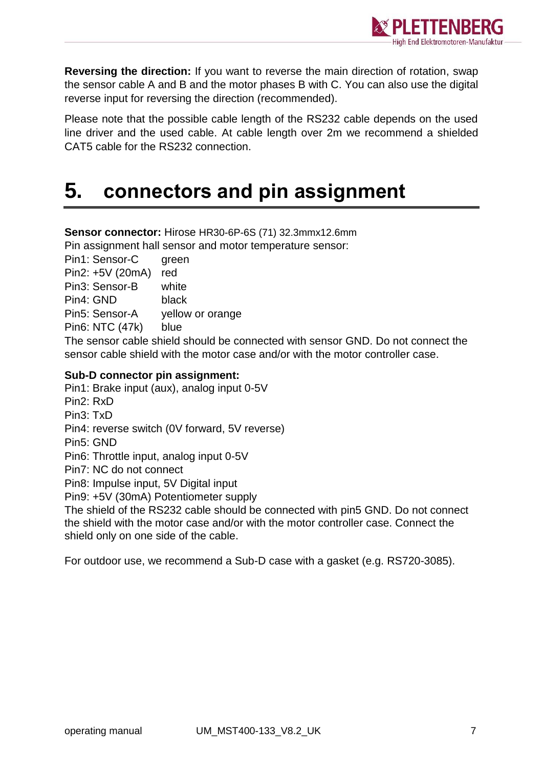**Reversing the direction:** If you want to reverse the main direction of rotation, swap the sensor cable A and B and the motor phases B with C. You can also use the digital reverse input for reversing the direction (recommended).

Please note that the possible cable length of the RS232 cable depends on the used line driver and the used cable. At cable length over 2m we recommend a shielded CAT5 cable for the RS232 connection.

# 5. connectors and pin assignment

**Sensor connector:** Hirose HR30-6P-6S (71) 32.3mmx12.6mm
Pin assignment hall sensor and motor temperature sensor:

| | |
|---|---|
| Pin1: Sensor-C | green |
| Pin2: +5V (20mA) | red |
| Pin3: Sensor-B | white |
| Pin4: GND | black |
| Pin5: Sensor-A | yellow or orange |
| Pin6: NTC (47k) | blue |

The sensor cable shield should be connected with sensor GND. Do not connect the sensor cable shield with the motor case and/or with the motor controller case.

**Sub-D connector pin assignment:**
Pin1: Brake input (aux), analog input 0-5V
Pin2: RxD
Pin3: TxD
Pin4: reverse switch (0V forward, 5V reverse)
Pin5: GND
Pin6: Throttle input, analog input 0-5V
Pin7: NC do not connect
Pin8: Impulse input, 5V Digital input
Pin9: +5V (30mA) Potentiometer supply
The shield of the RS232 cable should be connected with pin5 GND. Do not connect the shield with the motor case and/or with the motor controller case. Connect the shield only on one side of the cable.

For outdoor use, we recommend a Sub-D case with a gasket (e.g. RS720-3085).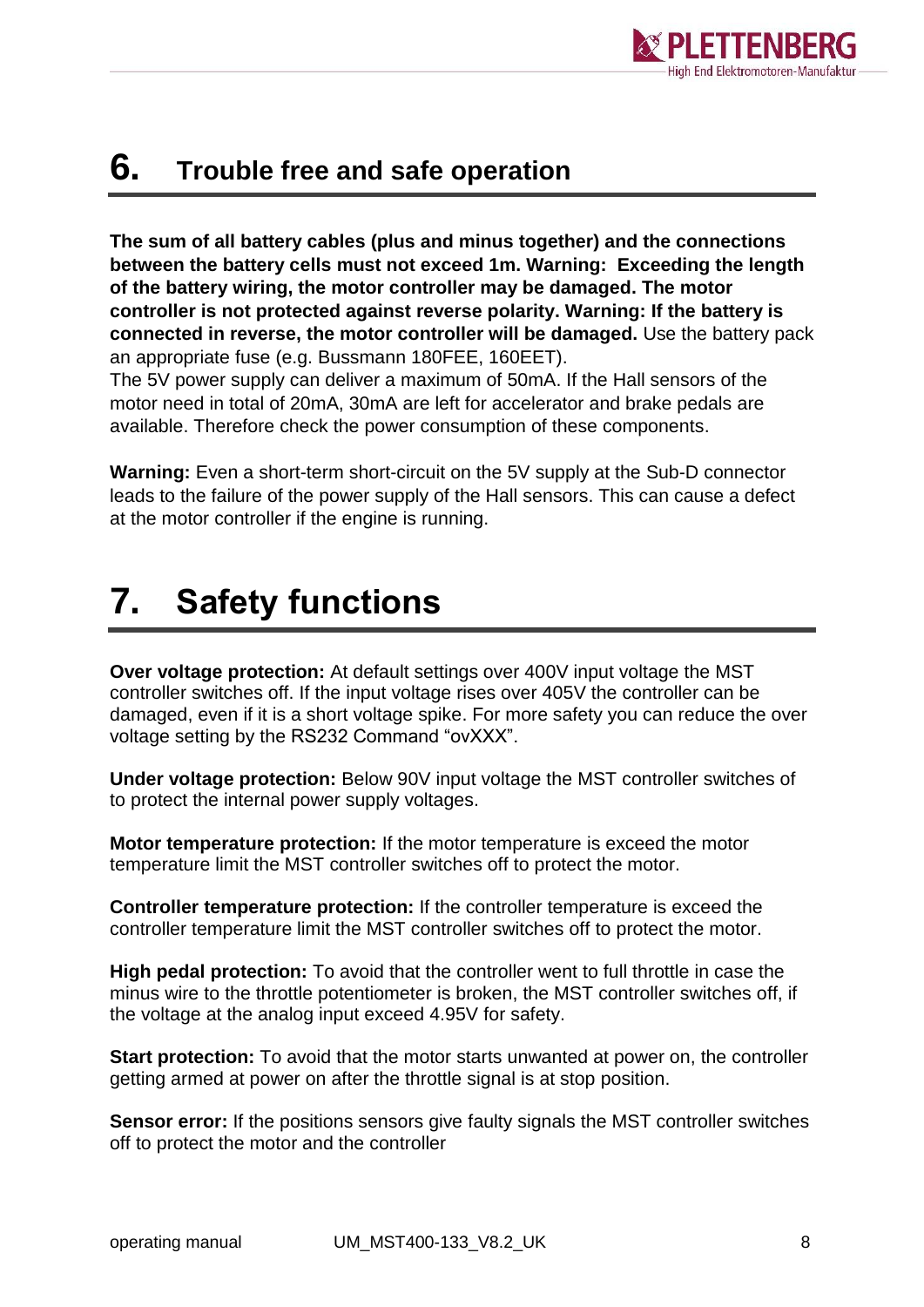# 6. Trouble free and safe operation

**The sum of all battery cables (plus and minus together) and the connections between the battery cells must not exceed 1m. Warning: Exceeding the length of the battery wiring, the motor controller may be damaged. The motor controller is not protected against reverse polarity. Warning: If the battery is connected in reverse, the motor controller will be damaged.** Use the battery pack an appropriate fuse (e.g. Bussmann 180FEE, 160EET).
The 5V power supply can deliver a maximum of 50mA. If the Hall sensors of the motor need in total of 20mA, 30mA are left for accelerator and brake pedals are available. Therefore check the power consumption of these components.

**Warning:** Even a short-term short-circuit on the 5V supply at the Sub-D connector leads to the failure of the power supply of the Hall sensors. This can cause a defect at the motor controller if the engine is running.

# 7. Safety functions

**Over voltage protection:** At default settings over 400V input voltage the MST controller switches off. If the input voltage rises over 405V the controller can be damaged, even if it is a short voltage spike. For more safety you can reduce the over voltage setting by the RS232 Command "ovXXX".

**Under voltage protection:** Below 90V input voltage the MST controller switches of to protect the internal power supply voltages.

**Motor temperature protection:** If the motor temperature is exceed the motor temperature limit the MST controller switches off to protect the motor.

**Controller temperature protection:** If the controller temperature is exceed the controller temperature limit the MST controller switches off to protect the motor.

**High pedal protection:** To avoid that the controller went to full throttle in case the minus wire to the throttle potentiometer is broken, the MST controller switches off, if the voltage at the analog input exceed 4.95V for safety.

**Start protection:** To avoid that the motor starts unwanted at power on, the controller getting armed at power on after the throttle signal is at stop position.

**Sensor error:** If the positions sensors give faulty signals the MST controller switches off to protect the motor and the controller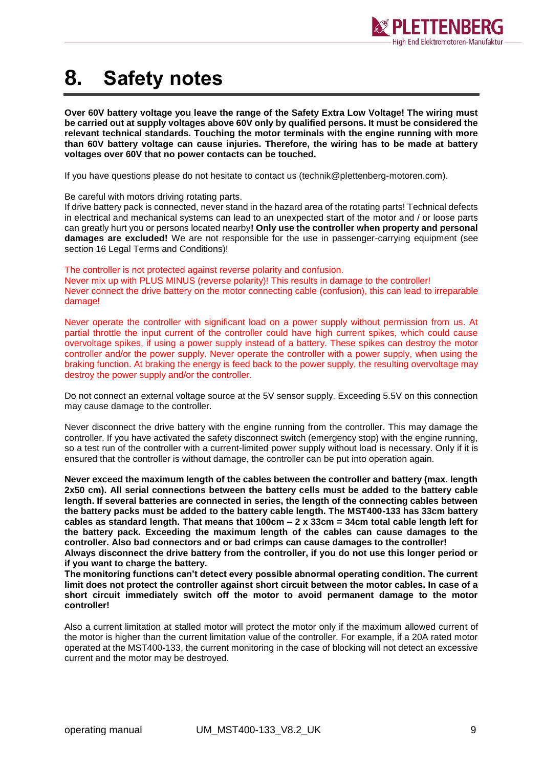# 8. Safety notes

**Over 60V battery voltage you leave the range of the Safety Extra Low Voltage! The wiring must be carried out at supply voltages above 60V only by qualified persons. It must be considered the relevant technical standards. Touching the motor terminals with the engine running with more than 60V battery voltage can cause injuries. Therefore, the wiring has to be made at battery voltages over 60V that no power contacts can be touched.**

If you have questions please do not hesitate to contact us (technik@plettenberg-motoren.com).

Be careful with motors driving rotating parts.
If drive battery pack is connected, never stand in the hazard area of the rotating parts! Technical defects in electrical and mechanical systems can lead to an unexpected start of the motor and / or loose parts can greatly hurt you or persons located nearby**! Only use the controller when property and personal damages are excluded!** We are not responsible for the use in passenger-carrying equipment (see section 16 Legal Terms and Conditions)!

The controller is not protected against reverse polarity and confusion.
Never mix up with PLUS MINUS (reverse polarity)! This results in damage to the controller!
Never connect the drive battery on the motor connecting cable (confusion), this can lead to irreparable damage!

Never operate the controller with significant load on a power supply without permission from us. At partial throttle the input current of the controller could have high current spikes, which could cause overvoltage spikes, if using a power supply instead of a battery. These spikes can destroy the motor controller and/or the power supply. Never operate the controller with a power supply, when using the braking function. At braking the energy is feed back to the power supply, the resulting overvoltage may destroy the power supply and/or the controller.

Do not connect an external voltage source at the 5V sensor supply. Exceeding 5.5V on this connection may cause damage to the controller.

Never disconnect the drive battery with the engine running from the controller. This may damage the controller. If you have activated the safety disconnect switch (emergency stop) with the engine running, so a test run of the controller with a current-limited power supply without load is necessary. Only if it is ensured that the controller is without damage, the controller can be put into operation again.

**Never exceed the maximum length of the cables between the controller and battery (max. length 2x50 cm). All serial connections between the battery cells must be added to the battery cable length. If several batteries are connected in series, the length of the connecting cables between the battery packs must be added to the battery cable length. The MST400-133 has 33cm battery cables as standard length. That means that 100cm – 2 x 33cm = 34cm total cable length left for the battery pack. Exceeding the maximum length of the cables can cause damages to the controller. Also bad connectors and or bad crimps can cause damages to the controller!**
**Always disconnect the drive battery from the controller, if you do not use this longer period or if you want to charge the battery.**
**The monitoring functions can't detect every possible abnormal operating condition. The current limit does not protect the controller against short circuit between the motor cables. In case of a short circuit immediately switch off the motor to avoid permanent damage to the motor controller!**

Also a current limitation at stalled motor will protect the motor only if the maximum allowed current of the motor is higher than the current limitation value of the controller. For example, if a 20A rated motor operated at the MST400-133, the current monitoring in the case of blocking will not detect an excessive current and the motor may be destroyed.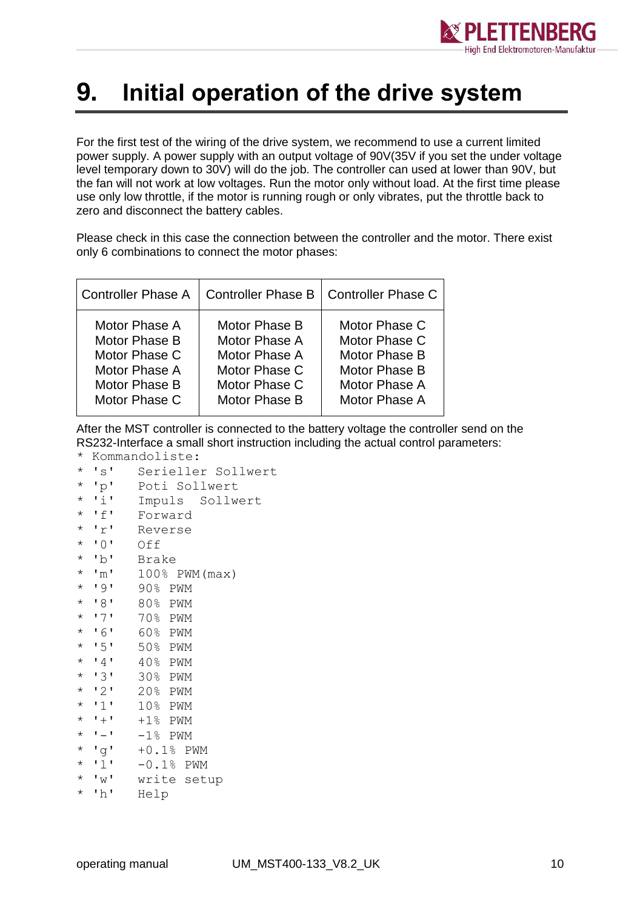# 9. Initial operation of the drive system

For the first test of the wiring of the drive system, we recommend to use a current limited power supply. A power supply with an output voltage of 90V(35V if you set the under voltage level temporary down to 30V) will do the job. The controller can used at lower than 90V, but the fan will not work at low voltages. Run the motor only without load. At the first time please use only low throttle, if the motor is running rough or only vibrates, put the throttle back to zero and disconnect the battery cables.

Please check in this case the connection between the controller and the motor. There exist only 6 combinations to connect the motor phases:

| Controller Phase A | Controller Phase B | Controller Phase C |
|---|---|---|
| Motor Phase A | Motor Phase B | Motor Phase C |
| Motor Phase B | Motor Phase A | Motor Phase C |
| Motor Phase C | Motor Phase A | Motor Phase B |
| Motor Phase A | Motor Phase C | Motor Phase B |
| Motor Phase B | Motor Phase C | Motor Phase A |
| Motor Phase C | Motor Phase B | Motor Phase A |

After the MST controller is connected to the battery voltage the controller send on the RS232-Interface a small short instruction including the actual control parameters:

```
* Kommandoliste:
* 's'   Serieller Sollwert
* 'p'   Poti Sollwert
* 'i'   Impuls  Sollwert
* 'f'   Forward
* 'r'   Reverse
* '0'   Off
* 'b'   Brake
* 'm'   100% PWM(max)
* '9'   90% PWM
* '8'   80% PWM
* '7'   70% PWM
* '6'   60% PWM
* '5'   50% PWM
* '4'   40% PWM
* '3'   30% PWM
* '2'   20% PWM
* '1'   10% PWM
* '+'   +1% PWM
* '-'   -1% PWM
* 'g'   +0.1% PWM
* 'l'   -0.1% PWM
* 'w'   write setup
* 'h'   Help
```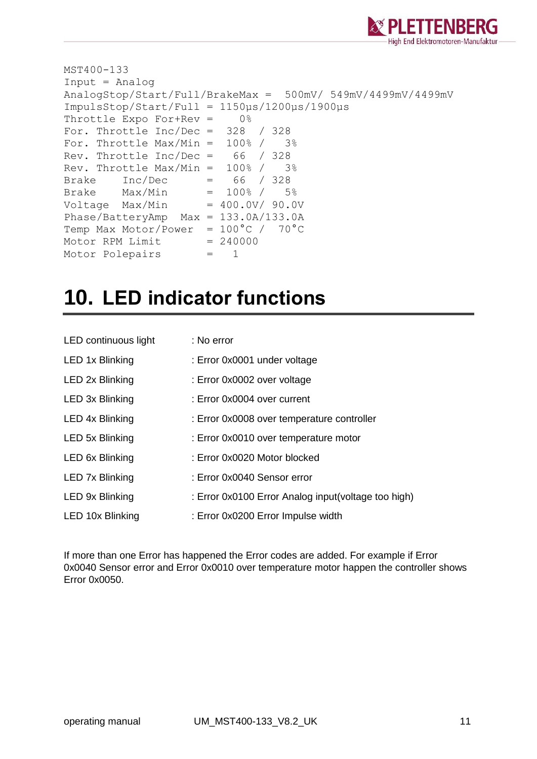```
MST400-133
Input = Analog
AnalogStop/Start/Full/BrakeMax =  500mV/ 549mV/4499mV/4499mV
ImpulsStop/Start/Full = 1150µs/1200µs/1900µs
Throttle Expo For+Rev =    0%
For. Throttle Inc/Dec =  328  / 328
For. Throttle Max/Min =  100% /   3%
Rev. Throttle Inc/Dec =   66  / 328
Rev. Throttle Max/Min =  100% /   3%
Brake    Inc/Dec      =   66  / 328
Brake    Max/Min      =  100% /   5%
Voltage  Max/Min      = 400.0V/ 90.0V
Phase/BatteryAmp  Max = 133.0A/133.0A
Temp Max Motor/Power  = 100°C /  70°C
Motor RPM Limit       = 240000
Motor Polepairs       =   1
```

# 10. LED indicator functions

| | |
|---|---|
| LED continuous light | : No error |
| LED 1x Blinking | : Error 0x0001 under voltage |
| LED 2x Blinking | : Error 0x0002 over voltage |
| LED 3x Blinking | : Error 0x0004 over current |
| LED 4x Blinking | : Error 0x0008 over temperature controller |
| LED 5x Blinking | : Error 0x0010 over temperature motor |
| LED 6x Blinking | : Error 0x0020 Motor blocked |
| LED 7x Blinking | : Error 0x0040 Sensor error |
| LED 9x Blinking | : Error 0x0100 Error Analog input(voltage too high) |
| LED 10x Blinking | : Error 0x0200 Error Impulse width |

If more than one Error has happened the Error codes are added. For example if Error 0x0040 Sensor error and Error 0x0010 over temperature motor happen the controller shows Error 0x0050.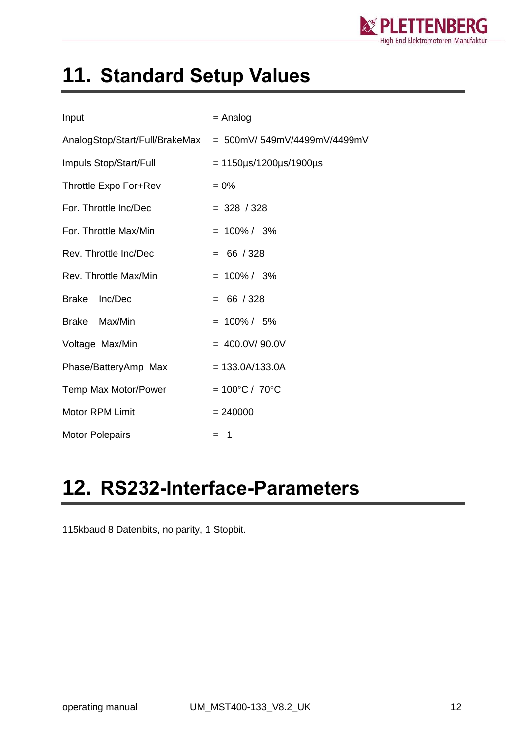# 11. Standard Setup Values

| | |
|---|---|
| Input | = Analog |
| AnalogStop/Start/Full/BrakeMax | = 500mV/ 549mV/4499mV/4499mV |
| Impuls Stop/Start/Full | = 1150µs/1200µs/1900µs |
| Throttle Expo For+Rev | = 0% |
| For. Throttle Inc/Dec | = 328 / 328 |
| For. Throttle Max/Min | = 100% / 3% |
| Rev. Throttle Inc/Dec | = 66 / 328 |
| Rev. Throttle Max/Min | = 100% / 3% |
| Brake Inc/Dec | = 66 / 328 |
| Brake Max/Min | = 100% / 5% |
| Voltage Max/Min | = 400.0V/ 90.0V |
| Phase/BatteryAmp Max | = 133.0A/133.0A |
| Temp Max Motor/Power | = 100°C / 70°C |
| Motor RPM Limit | = 240000 |
| Motor Polepairs | = 1 |

# 12. RS232-Interface-Parameters

115kbaud 8 Datenbits, no parity, 1 Stopbit.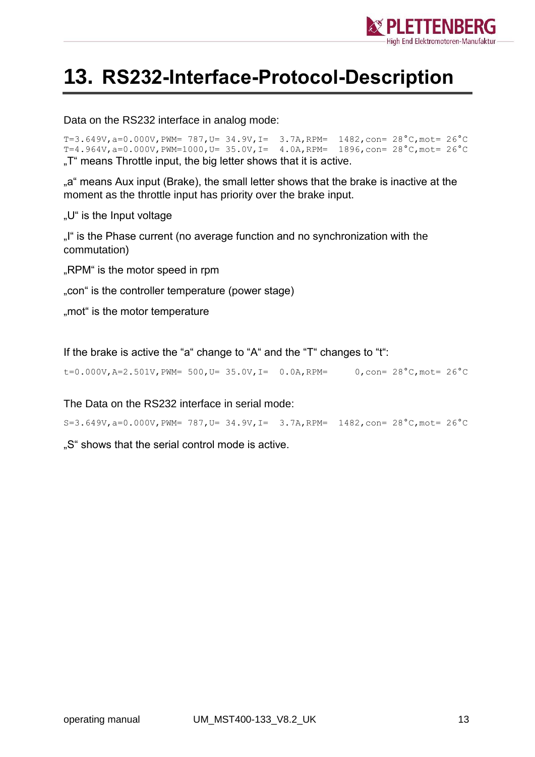# 13. RS232-Interface-Protocol-Description

Data on the RS232 interface in analog mode:

```
T=3.649V,a=0.000V,PWM= 787,U= 34.9V,I=  3.7A,RPM=  1482,con= 28°C,mot= 26°C
T=4.964V,a=0.000V,PWM=1000,U= 35.0V,I=  4.0A,RPM=  1896,con= 28°C,mot= 26°C
```

„T“ means Throttle input, the big letter shows that it is active.

„a“ means Aux input (Brake), the small letter shows that the brake is inactive at the moment as the throttle input has priority over the brake input.

„U“ is the Input voltage

„I“ is the Phase current (no average function and no synchronization with the commutation)

„RPM“ is the motor speed in rpm

„con“ is the controller temperature (power stage)

„mot“ is the motor temperature

If the brake is active the “a“ change to “A“ and the “T“ changes to “t“:

```
t=0.000V,A=2.501V,PWM= 500,U= 35.0V,I=  0.0A,RPM=     0,con= 28°C,mot= 26°C
```

The Data on the RS232 interface in serial mode:

```
S=3.649V,a=0.000V,PWM= 787,U= 34.9V,I=  3.7A,RPM=  1482,con= 28°C,mot= 26°C
```

„S“ shows that the serial control mode is active.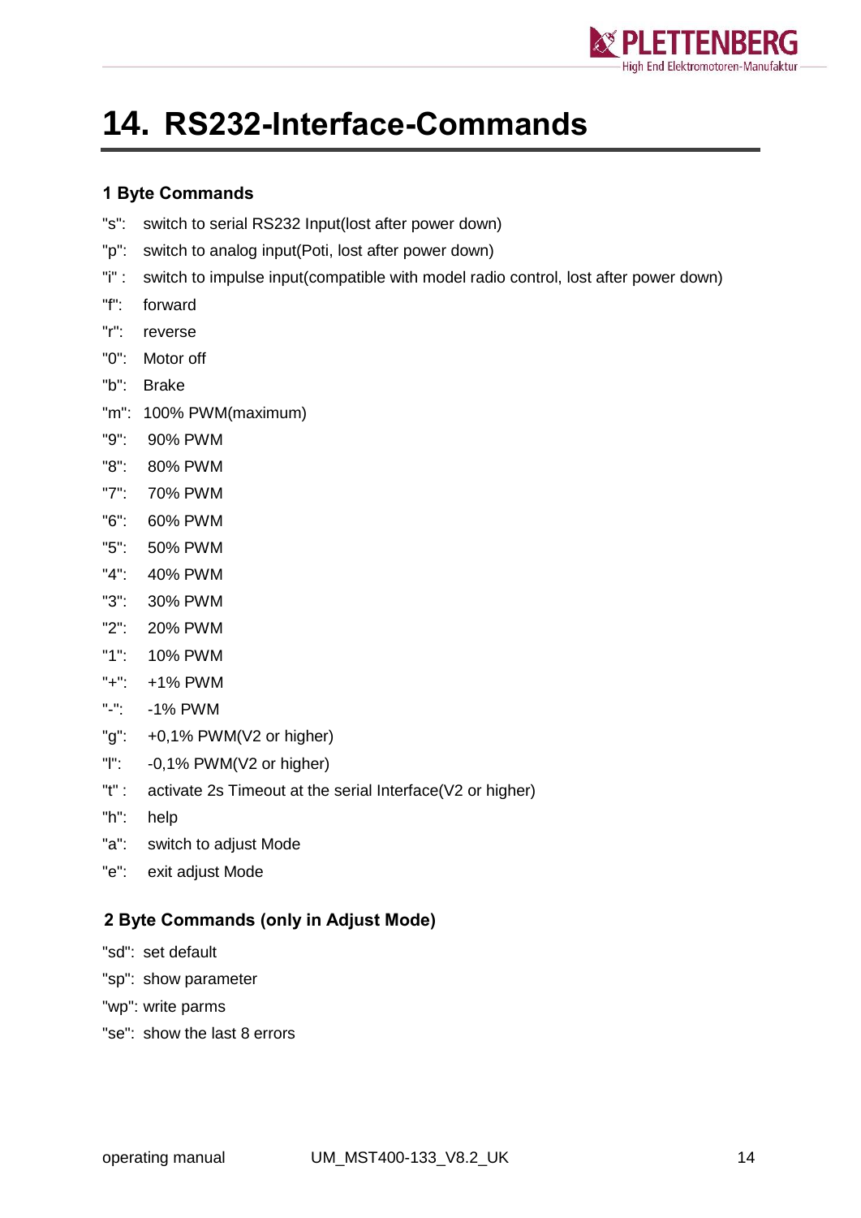# 14. RS232-Interface-Commands

### 1 Byte Commands

"s": switch to serial RS232 Input(lost after power down)

"p": switch to analog input(Poti, lost after power down)

"i" : switch to impulse input(compatible with model radio control, lost after power down)

"f": forward

"r": reverse

"0": Motor off

"b": Brake

"m": 100% PWM(maximum)

"9": 90% PWM

"8": 80% PWM

"7": 70% PWM

"6": 60% PWM

"5": 50% PWM

"4": 40% PWM

"3": 30% PWM

"2": 20% PWM

"1": 10% PWM

"+": +1% PWM

"-": -1% PWM

"g": +0,1% PWM(V2 or higher)

"l": -0,1% PWM(V2 or higher)

"t" : activate 2s Timeout at the serial Interface(V2 or higher)

"h": help

"a": switch to adjust Mode

"e": exit adjust Mode

### 2 Byte Commands (only in Adjust Mode)

"sd": set default

"sp": show parameter

"wp": write parms

"se": show the last 8 errors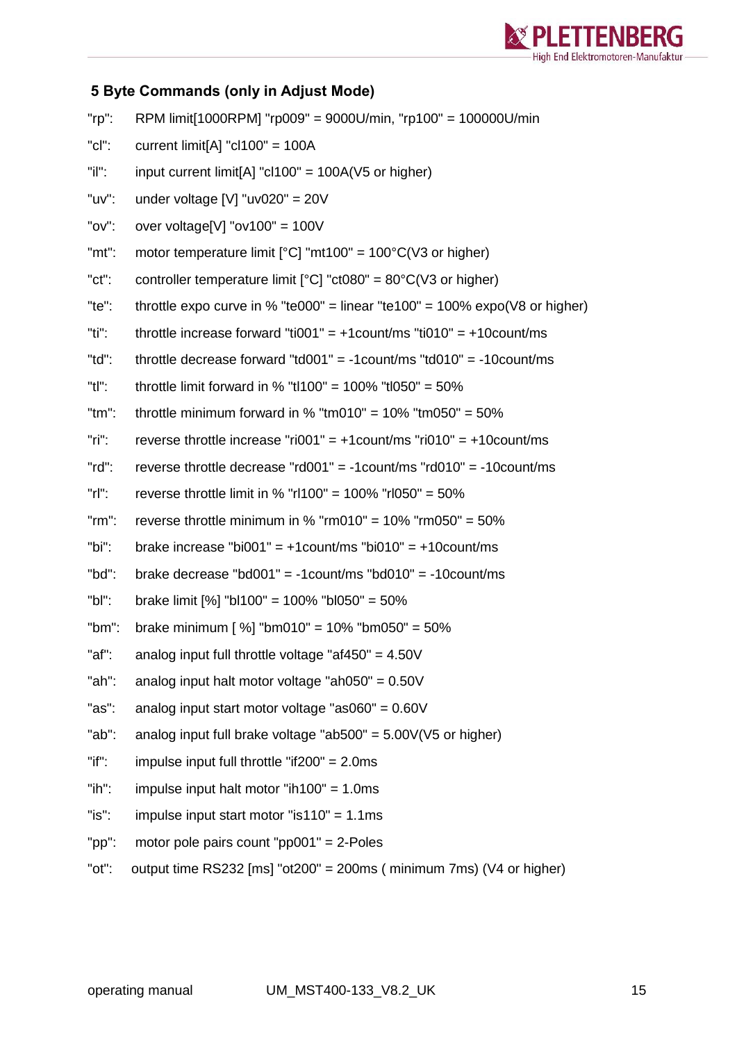## 5 Byte Commands (only in Adjust Mode)

"rp": RPM limit[1000RPM] "rp009" = 9000U/min, "rp100" = 100000U/min

"cl": current limit[A] "cl100" = 100A

"il": input current limit[A] "cl100" = 100A(V5 or higher)

"uv": under voltage [V] "uv020" = 20V

"ov": over voltage[V] "ov100" = 100V

"mt": motor temperature limit [°C] "mt100" = 100°C(V3 or higher)

"ct": controller temperature limit [°C] "ct080" = 80°C(V3 or higher)

"te": throttle expo curve in % "te000" = linear "te100" = 100% expo(V8 or higher)

"ti": throttle increase forward "ti001" = +1count/ms "ti010" = +10count/ms

"td": throttle decrease forward "td001" = -1count/ms "td010" = -10count/ms

"tl": throttle limit forward in % "tl100" = 100% "tl050" = 50%

"tm": throttle minimum forward in % "tm010" = 10% "tm050" = 50%

"ri": reverse throttle increase "ri001" = +1count/ms "ri010" = +10count/ms

"rd": reverse throttle decrease "rd001" = -1count/ms "rd010" = -10count/ms

"rl": reverse throttle limit in % "rl100" = 100% "rl050" = 50%

"rm": reverse throttle minimum in % "rm010" = 10% "rm050" = 50%

"bi": brake increase "bi001" = +1count/ms "bi010" = +10count/ms

"bd": brake decrease "bd001" = -1count/ms "bd010" = -10count/ms

"bl": brake limit [%] "bl100" = 100% "bl050" = 50%

"bm": brake minimum [ %] "bm010" = 10% "bm050" = 50%

"af": analog input full throttle voltage "af450" = 4.50V

"ah": analog input halt motor voltage "ah050" = 0.50V

"as": analog input start motor voltage "as060" = 0.60V

"ab": analog input full brake voltage "ab500" = 5.00V(V5 or higher)

"if": impulse input full throttle "if200" = 2.0ms

"ih": impulse input halt motor "ih100" = 1.0ms

"is": impulse input start motor "is110" = 1.1ms

"pp": motor pole pairs count "pp001" = 2-Poles

"ot": output time RS232 [ms] "ot200" = 200ms ( minimum 7ms) (V4 or higher)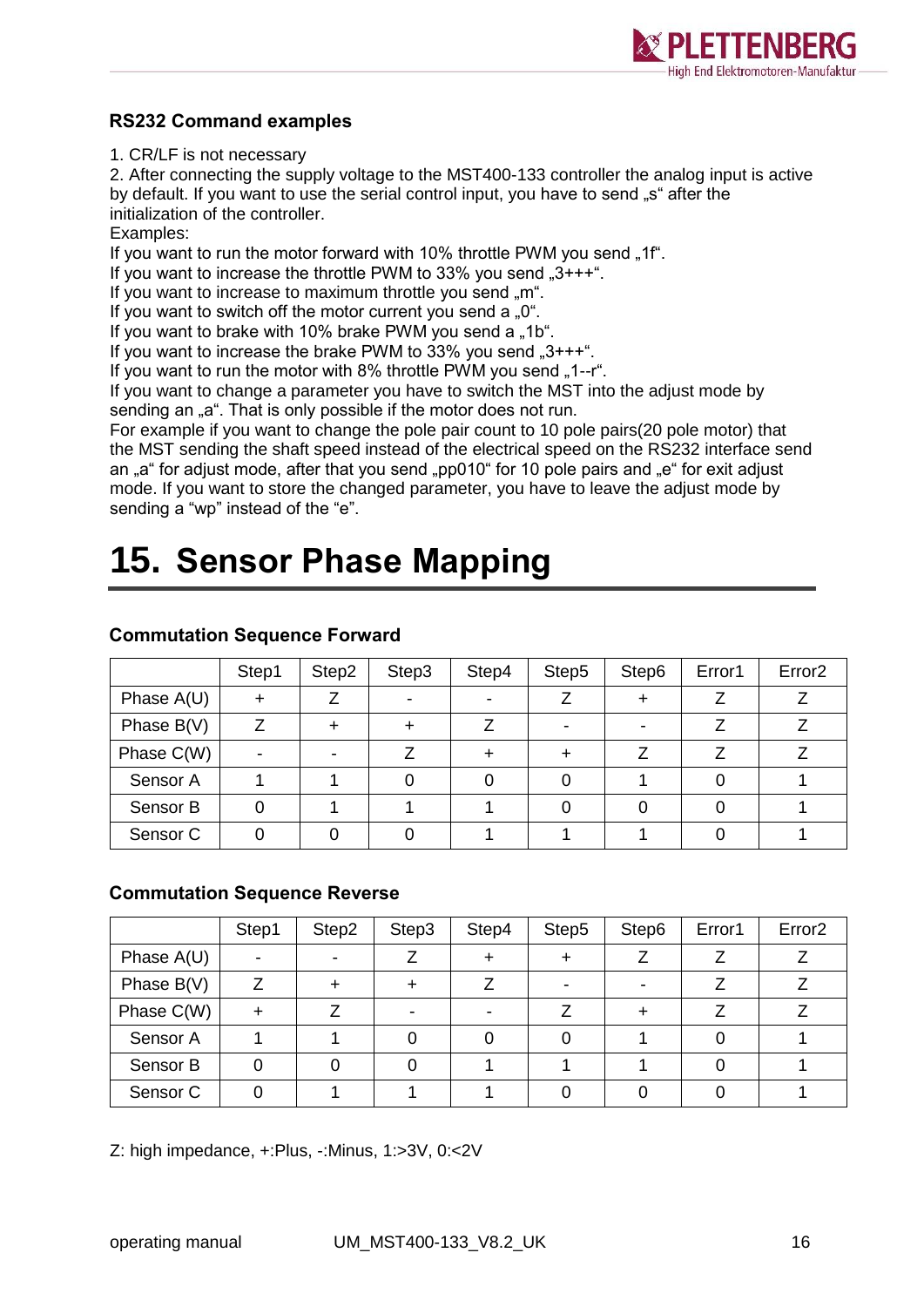### RS232 Command examples

1. CR/LF is not necessary
2. After connecting the supply voltage to the MST400-133 controller the analog input is active by default. If you want to use the serial control input, you have to send „s“ after the initialization of the controller.

Examples:
If you want to run the motor forward with 10% throttle PWM you send „1f“.
If you want to increase the throttle PWM to 33% you send „3+++“.
If you want to increase to maximum throttle you send „m“.
If you want to switch off the motor current you send a „0“.
If you want to brake with 10% brake PWM you send a „1b“.
If you want to increase the brake PWM to 33% you send „3+++“.
If you want to run the motor with 8% throttle PWM you send „1--r“.
If you want to change a parameter you have to switch the MST into the adjust mode by sending an „a“. That is only possible if the motor does not run.
For example if you want to change the pole pair count to 10 pole pairs(20 pole motor) that the MST sending the shaft speed instead of the electrical speed on the RS232 interface send an „a“ for adjust mode, after that you send „pp010“ for 10 pole pairs and „e“ for exit adjust mode. If you want to store the changed parameter, you have to leave the adjust mode by sending a “wp” instead of the “e”.

# 15. Sensor Phase Mapping

### Commutation Sequence Forward

| | Step1 | Step2 | Step3 | Step4 | Step5 | Step6 | Error1 | Error2 |
|---|---|---|---|---|---|---|---|---|
| Phase A(U) | + | Z | - | - | Z | + | Z | Z |
| Phase B(V) | Z | + | + | Z | - | - | Z | Z |
| Phase C(W) | - | - | Z | + | + | Z | Z | Z |
| Sensor A | 1 | 1 | 0 | 0 | 0 | 1 | 0 | 1 |
| Sensor B | 0 | 1 | 1 | 1 | 0 | 0 | 0 | 1 |
| Sensor C | 0 | 0 | 0 | 1 | 1 | 1 | 0 | 1 |

### Commutation Sequence Reverse

| | Step1 | Step2 | Step3 | Step4 | Step5 | Step6 | Error1 | Error2 |
|---|---|---|---|---|---|---|---|---|
| Phase A(U) | - | - | Z | + | + | Z | Z | Z |
| Phase B(V) | Z | + | + | Z | - | - | Z | Z |
| Phase C(W) | + | Z | - | - | Z | + | Z | Z |
| Sensor A | 1 | 1 | 0 | 0 | 0 | 1 | 0 | 1 |
| Sensor B | 0 | 0 | 0 | 1 | 1 | 1 | 0 | 1 |
| Sensor C | 0 | 1 | 1 | 1 | 0 | 0 | 0 | 1 |

Z: high impedance, +:Plus, -:Minus, 1:>3V, 0:<2V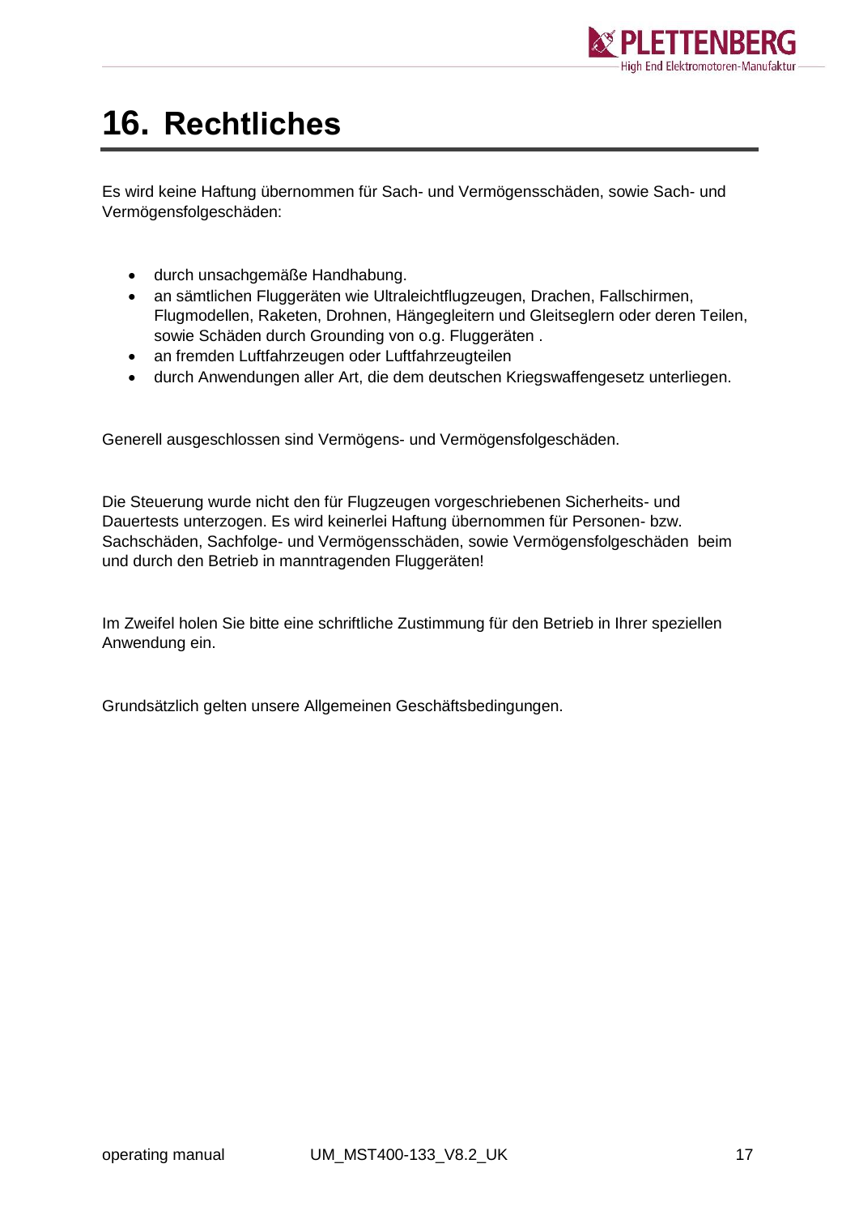# 16. Rechtliches

Es wird keine Haftung übernommen für Sach- und Vermögensschäden, sowie Sach- und Vermögensfolgeschäden:

- durch unsachgemäße Handhabung.
- an sämtlichen Fluggeräten wie Ultraleichtflugzeugen, Drachen, Fallschirmen, Flugmodellen, Raketen, Drohnen, Hängegleitern und Gleitseglern oder deren Teilen, sowie Schäden durch Grounding von o.g. Fluggeräten .
- an fremden Luftfahrzeugen oder Luftfahrzeugteilen
- durch Anwendungen aller Art, die dem deutschen Kriegswaffengesetz unterliegen.

Generell ausgeschlossen sind Vermögens- und Vermögensfolgeschäden.

Die Steuerung wurde nicht den für Flugzeugen vorgeschriebenen Sicherheits- und Dauertests unterzogen. Es wird keinerlei Haftung übernommen für Personen- bzw. Sachschäden, Sachfolge- und Vermögensschäden, sowie Vermögensfolgeschäden beim und durch den Betrieb in manntragenden Fluggeräten!

Im Zweifel holen Sie bitte eine schriftliche Zustimmung für den Betrieb in Ihrer speziellen Anwendung ein.

Grundsätzlich gelten unsere Allgemeinen Geschäftsbedingungen.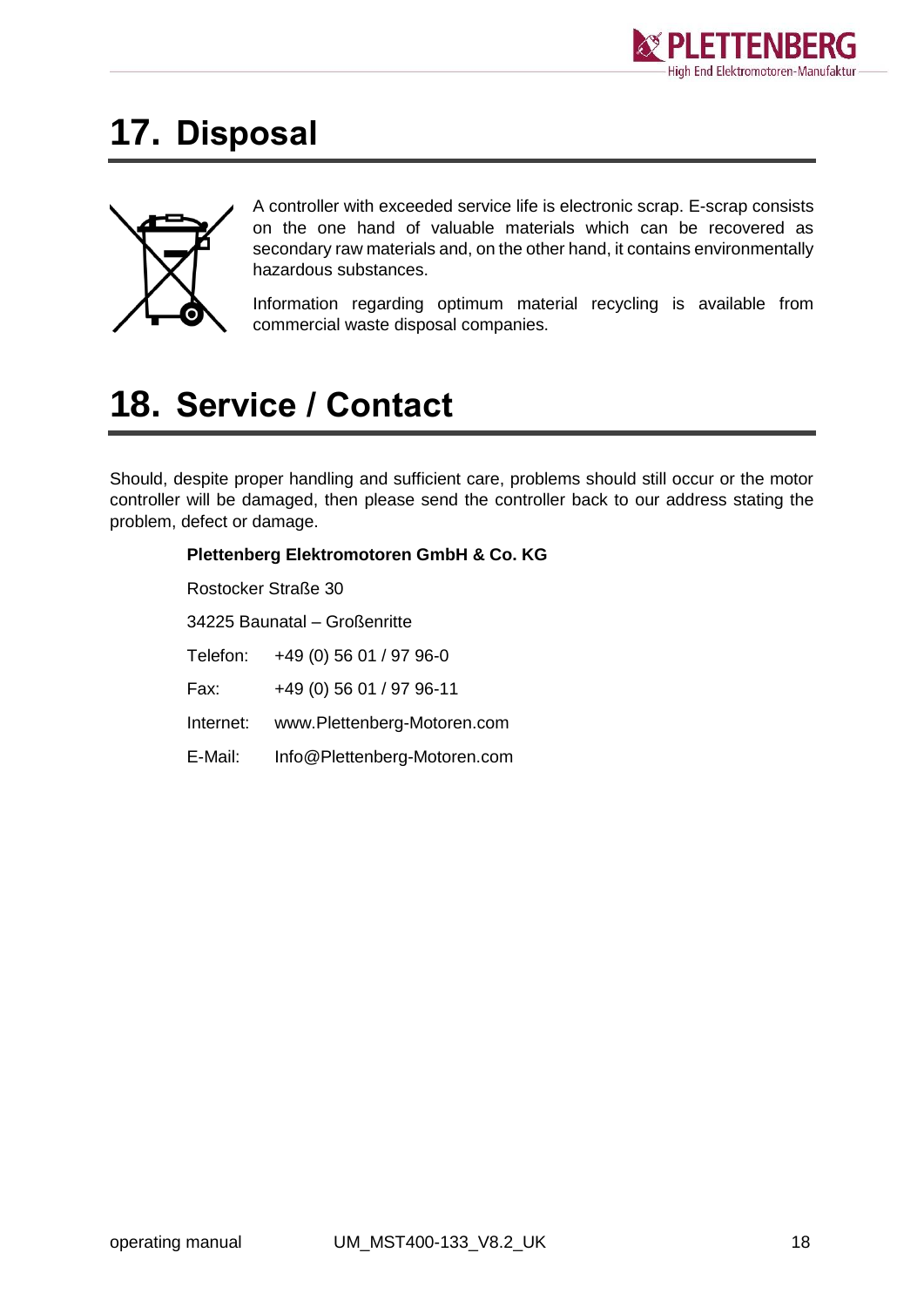# 17. Disposal

A controller with exceeded service life is electronic scrap. E-scrap consists on the one hand of valuable materials which can be recovered as secondary raw materials and, on the other hand, it contains environmentally hazardous substances.

Information regarding optimum material recycling is available from commercial waste disposal companies.

# 18. Service / Contact

Should, despite proper handling and sufficient care, problems should still occur or the motor controller will be damaged, then please send the controller back to our address stating the problem, defect or damage.

**Plettenberg Elektromotoren GmbH & Co. KG**

Rostocker Straße 30

34225 Baunatal – Großenritte

Telefon: +49 (0) 56 01 / 97 96-0

Fax: +49 (0) 56 01 / 97 96-11

Internet: www.Plettenberg-Motoren.com

E-Mail: Info@Plettenberg-Motoren.com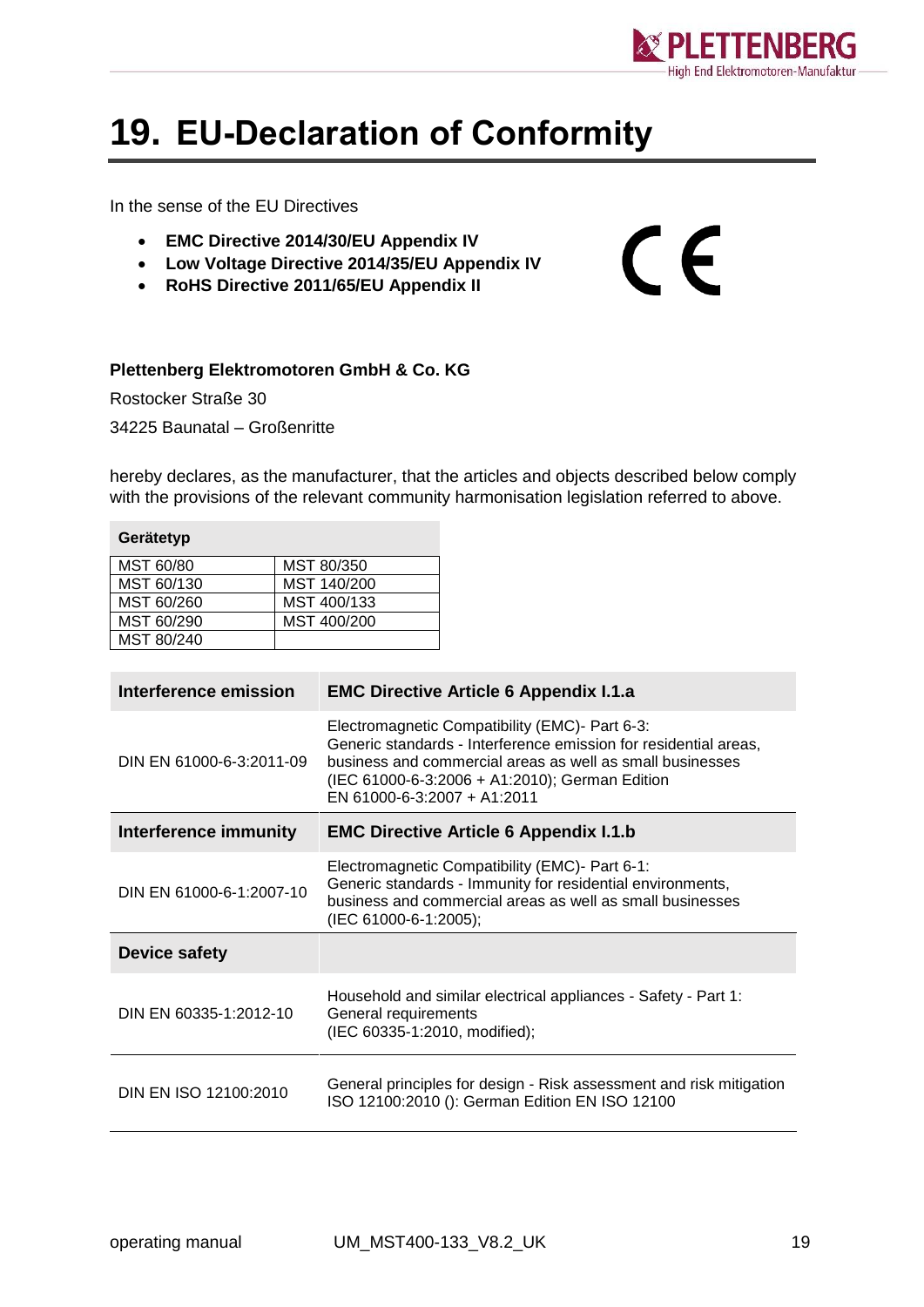# 19. EU-Declaration of Conformity

In the sense of the EU Directives

- **EMC Directive 2014/30/EU Appendix IV**
- **Low Voltage Directive 2014/35/EU Appendix IV**
- **RoHS Directive 2011/65/EU Appendix II**

CE

**Plettenberg Elektromotoren GmbH & Co. KG**

Rostocker Straße 30

34225 Baunatal – Großenritte

hereby declares, as the manufacturer, that the articles and objects described below comply with the provisions of the relevant community harmonisation legislation referred to above.

| Gerätetyp | |
|---|---|
| MST 60/80 | MST 80/350 |
| MST 60/130 | MST 140/200 |
| MST 60/260 | MST 400/133 |
| MST 60/290 | MST 400/200 |
| MST 80/240 | |

| **Interference emission** | **EMC Directive Article 6 Appendix I.1.a** |
|---|---|
| DIN EN 61000-6-3:2011-09 | Electromagnetic Compatibility (EMC)- Part 6-3: Generic standards - Interference emission for residential areas, business and commercial areas as well as small businesses (IEC 61000-6-3:2006 + A1:2010); German Edition EN 61000-6-3:2007 + A1:2011 |
| **Interference immunity** | **EMC Directive Article 6 Appendix I.1.b** |
| DIN EN 61000-6-1:2007-10 | Electromagnetic Compatibility (EMC)- Part 6-1: Generic standards - Immunity for residential environments, business and commercial areas as well as small businesses (IEC 61000-6-1:2005); |
| **Device safety** | |
| DIN EN 60335-1:2012-10 | Household and similar electrical appliances - Safety - Part 1: General requirements (IEC 60335-1:2010, modified); |
| DIN EN ISO 12100:2010 | General principles for design - Risk assessment and risk mitigation ISO 12100:2010 (): German Edition EN ISO 12100 |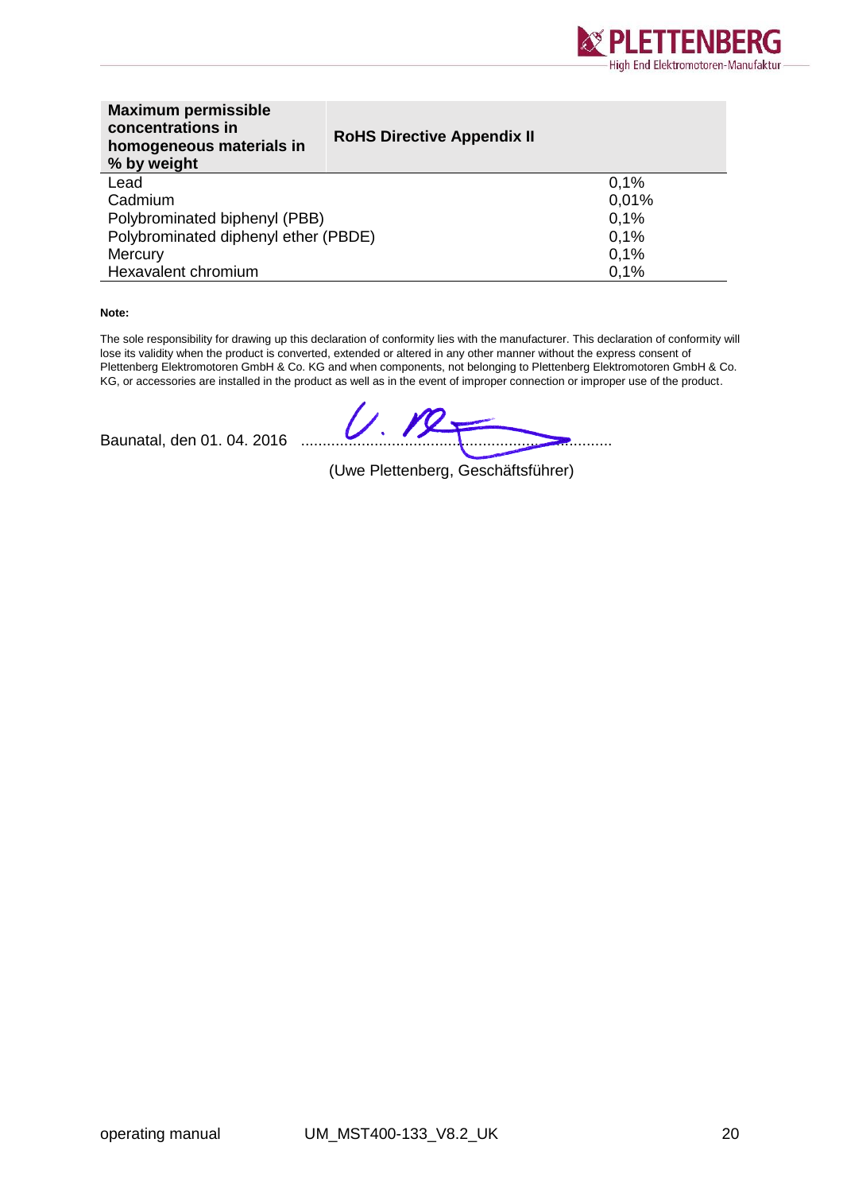| Maximum permissible concentrations in homogeneous materials in % by weight | RoHS Directive Appendix II | |
|---|---|---|
| Lead | | 0,1% |
| Cadmium | | 0,01% |
| Polybrominated biphenyl (PBB) | | 0,1% |
| Polybrominated diphenyl ether (PBDE) | | 0,1% |
| Mercury | | 0,1% |
| Hexavalent chromium | | 0,1% |

**Note:**

The sole responsibility for drawing up this declaration of conformity lies with the manufacturer. This declaration of conformity will lose its validity when the product is converted, extended or altered in any other manner without the express consent of Plettenberg Elektromotoren GmbH & Co. KG and when components, not belonging to Plettenberg Elektromotoren GmbH & Co. KG, or accessories are installed in the product as well as in the event of improper connection or improper use of the product.

Baunatal, den 01. 04. 2016 ..........................................................................

(Uwe Plettenberg, Geschäftsführer)